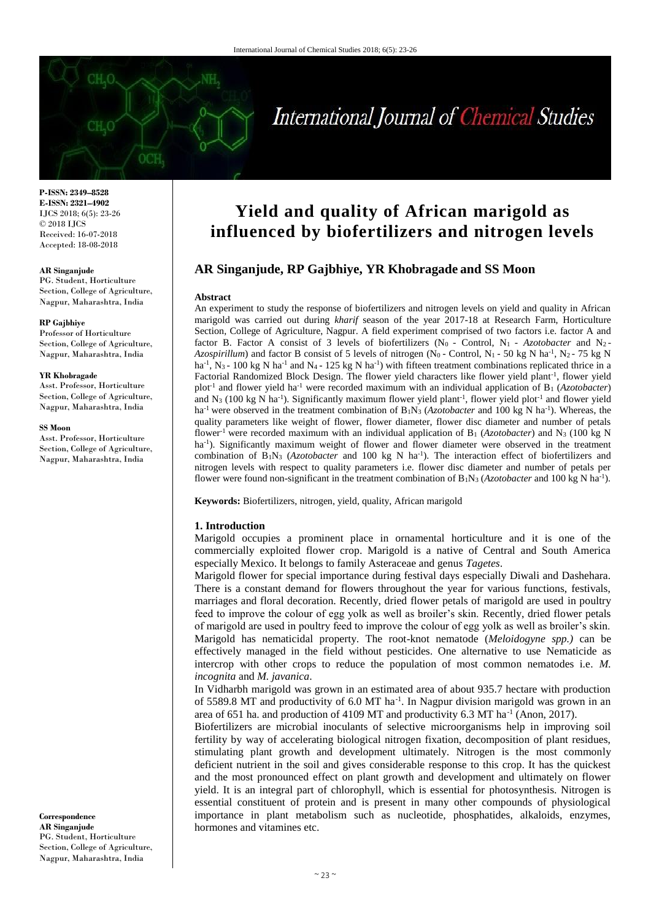P-ISSN: 2349–8528
E-ISSN: 2321–4902
IJCS 2018; 6(5): 23-26
© 2018 IJCS
Received: 16-07-2018
Accepted: 18-08-2018

**AR Singanjude**
PG. Student, Horticulture Section, College of Agriculture, Nagpur, Maharashtra, India

**RP Gajbhiye**
Professor of Horticulture Section, College of Agriculture, Nagpur, Maharashtra, India

**YR Khobragade**
Asst. Professor, Horticulture Section, College of Agriculture, Nagpur, Maharashtra, India

**SS Moon**
Asst. Professor, Horticulture Section, College of Agriculture, Nagpur, Maharashtra, India

**Correspondence**
**AR Singanjude**
PG. Student, Horticulture Section, College of Agriculture, Nagpur, Maharashtra, India

# Yield and quality of African marigold as influenced by biofertilizers and nitrogen levels

## AR Singanjude, RP Gajbhiye, YR Khobragade and SS Moon

### Abstract

An experiment to study the response of biofertilizers and nitrogen levels on yield and quality in African marigold was carried out during *kharif* season of the year 2017-18 at Research Farm, Horticulture Section, College of Agriculture, Nagpur. A field experiment comprised of two factors i.e. factor A and factor B. Factor A consist of 3 levels of biofertilizers ($N_0$ - Control, $N_1$ - *Azotobacter* and $N_2$ - *Azospirillum*) and factor B consist of 5 levels of nitrogen ($N_0$ - Control, $N_1$ - 50 kg N $ha^{-1}$, $N_2$ - 75 kg N $ha^{-1}$, $N_3$ - 100 kg N $ha^{-1}$ and $N_4$ - 125 kg N $ha^{-1}$) with fifteen treatment combinations replicated thrice in a Factorial Randomized Block Design. The flower yield characters like flower yield $plant^{-1}$, flower yield $plot^{-1}$ and flower yield $ha^{-1}$ were recorded maximum with an individual application of $B_1$ (*Azotobacter*) and $N_3$ (100 kg N $ha^{-1}$). Significantly maximum flower yield $plant^{-1}$, flower yield $plot^{-1}$ and flower yield $ha^{-1}$ were observed in the treatment combination of $B_1N_3$ (*Azotobacter* and 100 kg N $ha^{-1}$). Whereas, the quality parameters like weight of flower, flower diameter, flower disc diameter and number of petals $flower^{-1}$ were recorded maximum with an individual application of $B_1$ (*Azotobacter*) and $N_3$ (100 kg N $ha^{-1}$). Significantly maximum weight of flower and flower diameter were observed in the treatment combination of $B_1N_3$ (*Azotobacter* and 100 kg N $ha^{-1}$). The interaction effect of biofertilizers and nitrogen levels with respect to quality parameters i.e. flower disc diameter and number of petals per flower were found non-significant in the treatment combination of $B_1N_3$ (*Azotobacter* and 100 kg N $ha^{-1}$).

**Keywords:** Biofertilizers, nitrogen, yield, quality, African marigold

### 1. Introduction

Marigold occupies a prominent place in ornamental horticulture and it is one of the commercially exploited flower crop. Marigold is a native of Central and South America especially Mexico. It belongs to family Asteraceae and genus *Tagetes*.

Marigold flower for special importance during festival days especially Diwali and Dashehara. There is a constant demand for flowers throughout the year for various functions, festivals, marriages and floral decoration. Recently, dried flower petals of marigold are used in poultry feed to improve the colour of egg yolk as well as broiler's skin. Recently, dried flower petals of marigold are used in poultry feed to improve the colour of egg yolk as well as broiler's skin. Marigold has nematicidal property. The root-knot nematode (*Meloidogyne spp.)* can be effectively managed in the field without pesticides. One alternative to use Nematicide as intercrop with other crops to reduce the population of most common nematodes i.e. *M. incognita* and *M. javanica*.

In Vidharbh marigold was grown in an estimated area of about 935.7 hectare with production of 5589.8 MT and productivity of 6.0 MT $ha^{-1}$. In Nagpur division marigold was grown in an area of 651 ha. and production of 4109 MT and productivity 6.3 MT $ha^{-1}$ (Anon, 2017).

Biofertilizers are microbial inoculants of selective microorganisms help in improving soil fertility by way of accelerating biological nitrogen fixation, decomposition of plant residues, stimulating plant growth and development ultimately. Nitrogen is the most commonly deficient nutrient in the soil and gives considerable response to this crop. It has the quickest and the most pronounced effect on plant growth and development and ultimately on flower yield. It is an integral part of chlorophyll, which is essential for photosynthesis. Nitrogen is essential constituent of protein and is present in many other compounds of physiological importance in plant metabolism such as nucleotide, phosphatides, alkaloids, enzymes, hormones and vitamines etc.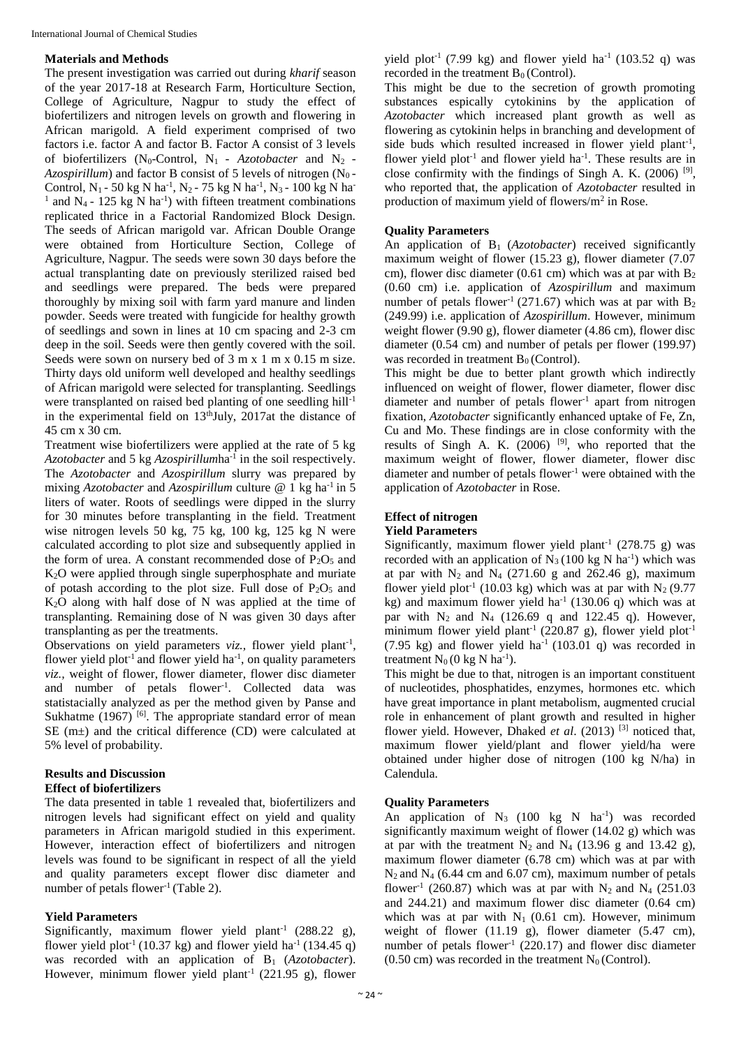## Materials and Methods

The present investigation was carried out during *kharif* season of the year 2017-18 at Research Farm, Horticulture Section, College of Agriculture, Nagpur to study the effect of biofertilizers and nitrogen levels on growth and flowering in African marigold. A field experiment comprised of two factors i.e. factor A and factor B. Factor A consist of 3 levels of biofertilizers ($N_0$-Control, $N_1$ - *Azotobacter* and $N_2$ - *Azospirillum*) and factor B consist of 5 levels of nitrogen ($N_0$ - Control, $N_1$ - 50 kg N ha$^{-1}$, $N_2$ - 75 kg N ha$^{-1}$, $N_3$ - 100 kg N ha$^{-1}$ and $N_4$ - 125 kg N ha$^{-1}$) with fifteen treatment combinations replicated thrice in a Factorial Randomized Block Design. The seeds of African marigold var. African Double Orange were obtained from Horticulture Section, College of Agriculture, Nagpur. The seeds were sown 30 days before the actual transplanting date on previously sterilized raised bed and seedlings were prepared. The beds were prepared thoroughly by mixing soil with farm yard manure and linden powder. Seeds were treated with fungicide for healthy growth of seedlings and sown in lines at 10 cm spacing and 2-3 cm deep in the soil. Seeds were then gently covered with the soil. Seeds were sown on nursery bed of 3 m x 1 m x 0.15 m size. Thirty days old uniform well developed and healthy seedlings of African marigold were selected for transplanting. Seedlings were transplanted on raised bed planting of one seedling hill$^{-1}$ in the experimental field on 13$^{th}$July, 2017at the distance of 45 cm x 30 cm.

Treatment wise biofertilizers were applied at the rate of 5 kg *Azotobacter* and 5 kg *Azospirillum*ha$^{-1}$ in the soil respectively. The *Azotobacter* and *Azospirillum* slurry was prepared by mixing *Azotobacter* and *Azospirillum* culture @ 1 kg ha$^{-1}$ in 5 liters of water. Roots of seedlings were dipped in the slurry for 30 minutes before transplanting in the field. Treatment wise nitrogen levels 50 kg, 75 kg, 100 kg, 125 kg N were calculated according to plot size and subsequently applied in the form of urea. A constant recommended dose of $P_2O_5$ and $K_2O$ were applied through single superphosphate and muriate of potash according to the plot size. Full dose of $P_2O_5$ and $K_2O$ along with half dose of N was applied at the time of transplanting. Remaining dose of N was given 30 days after transplanting as per the treatments.

Observations on yield parameters *viz.*, flower yield plant$^{-1}$, flower yield plot$^{-1}$ and flower yield ha$^{-1}$, on quality parameters *viz.*, weight of flower, flower diameter, flower disc diameter and number of petals flower$^{-1}$. Collected data was statistically analyzed as per the method given by Panse and Sukhatme (1967) [6]. The appropriate standard error of mean SE (m±) and the critical difference (CD) were calculated at 5% level of probability.

## Results and Discussion

### Effect of biofertilizers

The data presented in table 1 revealed that, biofertilizers and nitrogen levels had significant effect on yield and quality parameters in African marigold studied in this experiment. However, interaction effect of biofertilizers and nitrogen levels was found to be significant in respect of all the yield and quality parameters except flower disc diameter and number of petals flower$^{-1}$ (Table 2).

### Yield Parameters

Significantly, maximum flower yield plant$^{-1}$ (288.22 g), flower yield plot$^{-1}$ (10.37 kg) and flower yield ha$^{-1}$ (134.45 q) was recorded with an application of $B_1$ (*Azotobacter*). However, minimum flower yield plant$^{-1}$ (221.95 g), flower yield plot$^{-1}$ (7.99 kg) and flower yield ha$^{-1}$ (103.52 q) was recorded in the treatment $B_0$ (Control).

This might be due to the secretion of growth promoting substances espically cytokinins by the application of *Azotobacter* which increased plant growth as well as flowering as cytokinin helps in branching and development of side buds which resulted increased in flower yield plant$^{-1}$, flower yield plot$^{-1}$ and flower yield ha$^{-1}$. These results are in close confirmity with the findings of Singh A. K. (2006) [9], who reported that, the application of *Azotobacter* resulted in production of maximum yield of flowers/m$^2$ in Rose.

### Quality Parameters

An application of $B_1$ (*Azotobacter*) received significantly maximum weight of flower (15.23 g), flower diameter (7.07 cm), flower disc diameter (0.61 cm) which was at par with $B_2$ (0.60 cm) i.e. application of *Azospirillum* and maximum number of petals flower$^{-1}$ (271.67) which was at par with $B_2$ (249.99) i.e. application of *Azospirillum*. However, minimum weight flower (9.90 g), flower diameter (4.86 cm), flower disc diameter (0.54 cm) and number of petals per flower (199.97) was recorded in treatment $B_0$ (Control).

This might be due to better plant growth which indirectly influenced on weight of flower, flower diameter, flower disc diameter and number of petals flower$^{-1}$ apart from nitrogen fixation, *Azotobacter* significantly enhanced uptake of Fe, Zn, Cu and Mo. These findings are in close conformity with the results of Singh A. K. (2006) [9], who reported that the maximum weight of flower, flower diameter, flower disc diameter and number of petals flower$^{-1}$ were obtained with the application of *Azotobacter* in Rose.

### Effect of nitrogen

### Yield Parameters

Significantly, maximum flower yield plant$^{-1}$ (278.75 g) was recorded with an application of $N_3$ (100 kg N ha$^{-1}$) which was at par with $N_2$ and $N_4$ (271.60 g and 262.46 g), maximum flower yield plot$^{-1}$ (10.03 kg) which was at par with $N_2$ (9.77 kg) and maximum flower yield ha$^{-1}$ (130.06 q) which was at par with $N_2$ and $N_4$ (126.69 q and 122.45 q). However, minimum flower yield plant$^{-1}$ (220.87 g), flower yield plot$^{-1}$ (7.95 kg) and flower yield ha$^{-1}$ (103.01 q) was recorded in treatment $N_0$ (0 kg N ha$^{-1}$).

This might be due to that, nitrogen is an important constituent of nucleotides, phosphatides, enzymes, hormones etc. which have great importance in plant metabolism, augmented crucial role in enhancement of plant growth and resulted in higher flower yield. However, Dhaked *et al*. (2013) [3] noticed that, maximum flower yield/plant and flower yield/ha were obtained under higher dose of nitrogen (100 kg N/ha) in Calendula.

### Quality Parameters

An application of $N_3$ (100 kg N ha$^{-1}$) was recorded significantly maximum weight of flower (14.02 g) which was at par with the treatment $N_2$ and $N_4$ (13.96 g and 13.42 g), maximum flower diameter (6.78 cm) which was at par with $N_2$ and $N_4$ (6.44 cm and 6.07 cm), maximum number of petals flower$^{-1}$ (260.87) which was at par with $N_2$ and $N_4$ (251.03 and 244.21) and maximum flower disc diameter (0.64 cm) which was at par with $N_1$ (0.61 cm). However, minimum weight of flower (11.19 g), flower diameter (5.47 cm), number of petals flower$^{-1}$ (220.17) and flower disc diameter (0.50 cm) was recorded in the treatment $N_0$ (Control).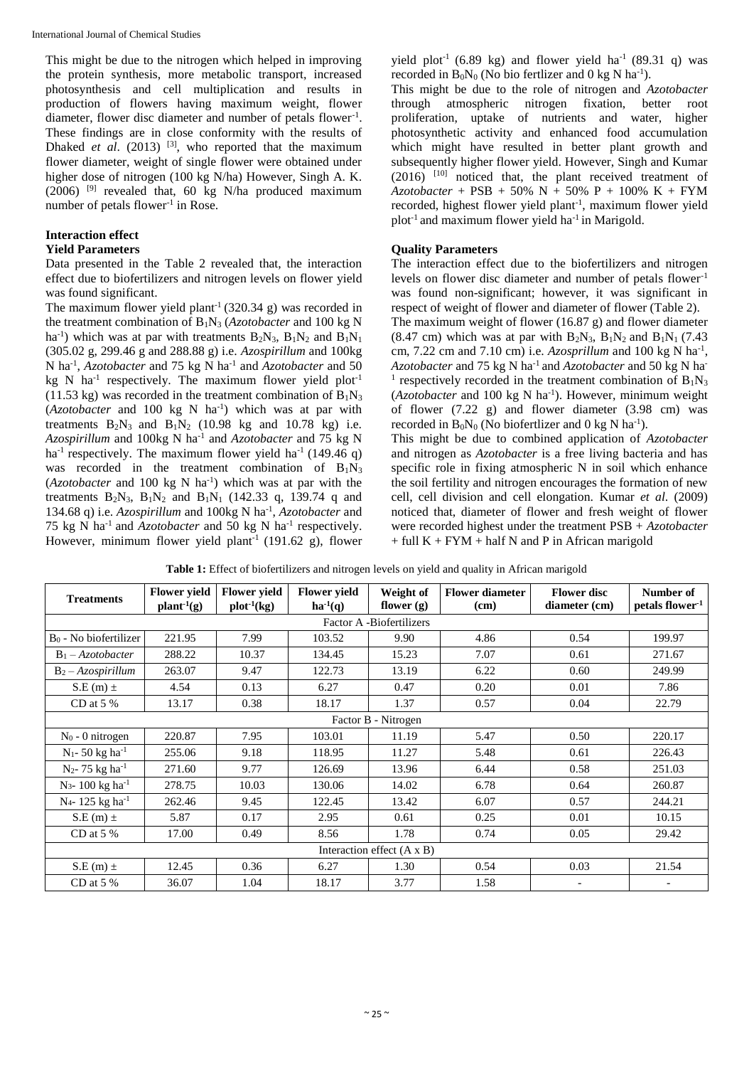This might be due to the nitrogen which helped in improving the protein synthesis, more metabolic transport, increased photosynthesis and cell multiplication and results in production of flowers having maximum weight, flower diameter, flower disc diameter and number of petals flower$^{-1}$. These findings are in close conformity with the results of Dhaked *et al*. (2013) [3], who reported that the maximum flower diameter, weight of single flower were obtained under higher dose of nitrogen (100 kg N/ha) However, Singh A. K. (2006) [9] revealed that, 60 kg N/ha produced maximum number of petals flower$^{-1}$ in Rose.

## Interaction effect

### Yield Parameters

Data presented in the Table 2 revealed that, the interaction effect due to biofertilizers and nitrogen levels on flower yield was found significant.

The maximum flower yield plant$^{-1}$ (320.34 g) was recorded in the treatment combination of $B_1N_3$ (*Azotobacter* and 100 kg N ha$^{-1}$) which was at par with treatments $B_2N_3$, $B_1N_2$ and $B_1N_1$ (305.02 g, 299.46 g and 288.88 g) i.e. *Azospirillum* and 100kg N ha$^{-1}$, *Azotobacter* and 75 kg N ha$^{-1}$ and *Azotobacter* and 50 kg N ha$^{-1}$ respectively. The maximum flower yield plot$^{-1}$ (11.53 kg) was recorded in the treatment combination of $B_1N_3$ (*Azotobacter* and 100 kg N ha$^{-1}$) which was at par with treatments $B_2N_3$ and $B_1N_2$ (10.98 kg and 10.78 kg) i.e. *Azospirillum* and 100kg N ha$^{-1}$ and *Azotobacter* and 75 kg N ha$^{-1}$ respectively. The maximum flower yield ha$^{-1}$ (149.46 q) was recorded in the treatment combination of $B_1N_3$ (*Azotobacter* and 100 kg N ha$^{-1}$) which was at par with the treatments $B_2N_3$, $B_1N_2$ and $B_1N_1$ (142.33 q, 139.74 q and 134.68 q) i.e. *Azospirillum* and 100kg N ha$^{-1}$, *Azotobacter* and 75 kg N ha$^{-1}$ and *Azotobacter* and 50 kg N ha$^{-1}$ respectively. However, minimum flower yield plant$^{-1}$ (191.62 g), flower yield plot$^{-1}$ (6.89 kg) and flower yield ha$^{-1}$ (89.31 q) was recorded in $B_0N_0$ (No bio fertlizer and 0 kg N ha$^{-1}$).

This might be due to the role of nitrogen and *Azotobacter* through atmospheric nitrogen fixation, better root proliferation, uptake of nutrients and water, higher photosynthetic activity and enhanced food accumulation which might have resulted in better plant growth and subsequently higher flower yield. However, Singh and Kumar (2016) [10] noticed that, the plant received treatment of *Azotobacter* + PSB + 50% N + 50% P + 100% K + FYM recorded, highest flower yield plant$^{-1}$, maximum flower yield plot$^{-1}$ and maximum flower yield ha$^{-1}$ in Marigold.

### Quality Parameters

The interaction effect due to the biofertilizers and nitrogen levels on flower disc diameter and number of petals flower$^{-1}$ was found non-significant; however, it was significant in respect of weight of flower and diameter of flower (Table 2).

The maximum weight of flower (16.87 g) and flower diameter (8.47 cm) which was at par with $B_2N_3$, $B_1N_2$ and $B_1N_1$ (7.43 cm, 7.22 cm and 7.10 cm) i.e. *Azosprillum* and 100 kg N ha$^{-1}$, *Azotobacter* and 75 kg N ha$^{-1}$ and *Azotobacter* and 50 kg N ha$^{-1}$ respectively recorded in the treatment combination of $B_1N_3$ (*Azotobacter* and 100 kg N ha$^{-1}$). However, minimum weight of flower (7.22 g) and flower diameter (3.98 cm) was recorded in $B_0N_0$ (No biofertlizer and 0 kg N ha$^{-1}$).

This might be due to combined application of *Azotobacter* and nitrogen as *Azotobacter* is a free living bacteria and has specific role in fixing atmospheric N in soil which enhance the soil fertility and nitrogen encourages the formation of new cell, cell division and cell elongation. Kumar *et al*. (2009) noticed that, diameter of flower and fresh weight of flower were recorded highest under the treatment PSB + *Azotobacter* + full K + FYM + half N and P in African marigold

**Table 1:** Effect of biofertilizers and nitrogen levels on yield and quality in African marigold

| Treatments | Flower yield plant$^{-1}$(g) | Flower yield plot$^{-1}$(kg) | Flower yield ha$^{-1}$(q) | Weight of flower (g) | Flower diameter (cm) | Flower disc diameter (cm) | Number of petals flower$^{-1}$ |
|---|---|---|---|---|---|---|---|
| Factor A -Biofertilizers | | | | | | | |
| $B_0$ - No biofertilizer | 221.95 | 7.99 | 103.52 | 9.90 | 4.86 | 0.54 | 199.97 |
| $B_1$ – *Azotobacter* | 288.22 | 10.37 | 134.45 | 15.23 | 7.07 | 0.61 | 271.67 |
| $B_2$ – *Azospirillum* | 263.07 | 9.47 | 122.73 | 13.19 | 6.22 | 0.60 | 249.99 |
| S.E (m) ± | 4.54 | 0.13 | 6.27 | 0.47 | 0.20 | 0.01 | 7.86 |
| CD at 5 % | 13.17 | 0.38 | 18.17 | 1.37 | 0.57 | 0.04 | 22.79 |
| Factor B - Nitrogen | | | | | | | |
| $N_0$ - 0 nitrogen | 220.87 | 7.95 | 103.01 | 11.19 | 5.47 | 0.50 | 220.17 |
| $N_1$- 50 kg ha$^{-1}$ | 255.06 | 9.18 | 118.95 | 11.27 | 5.48 | 0.61 | 226.43 |
| $N_2$- 75 kg ha$^{-1}$ | 271.60 | 9.77 | 126.69 | 13.96 | 6.44 | 0.58 | 251.03 |
| $N_3$- 100 kg ha$^{-1}$ | 278.75 | 10.03 | 130.06 | 14.02 | 6.78 | 0.64 | 260.87 |
| $N_4$- 125 kg ha$^{-1}$ | 262.46 | 9.45 | 122.45 | 13.42 | 6.07 | 0.57 | 244.21 |
| S.E (m) ± | 5.87 | 0.17 | 2.95 | 0.61 | 0.25 | 0.01 | 10.15 |
| CD at 5 % | 17.00 | 0.49 | 8.56 | 1.78 | 0.74 | 0.05 | 29.42 |
| Interaction effect (A x B) | | | | | | | |
| S.E (m) ± | 12.45 | 0.36 | 6.27 | 1.30 | 0.54 | 0.03 | 21.54 |
| CD at 5 % | 36.07 | 1.04 | 18.17 | 3.77 | 1.58 | - | - |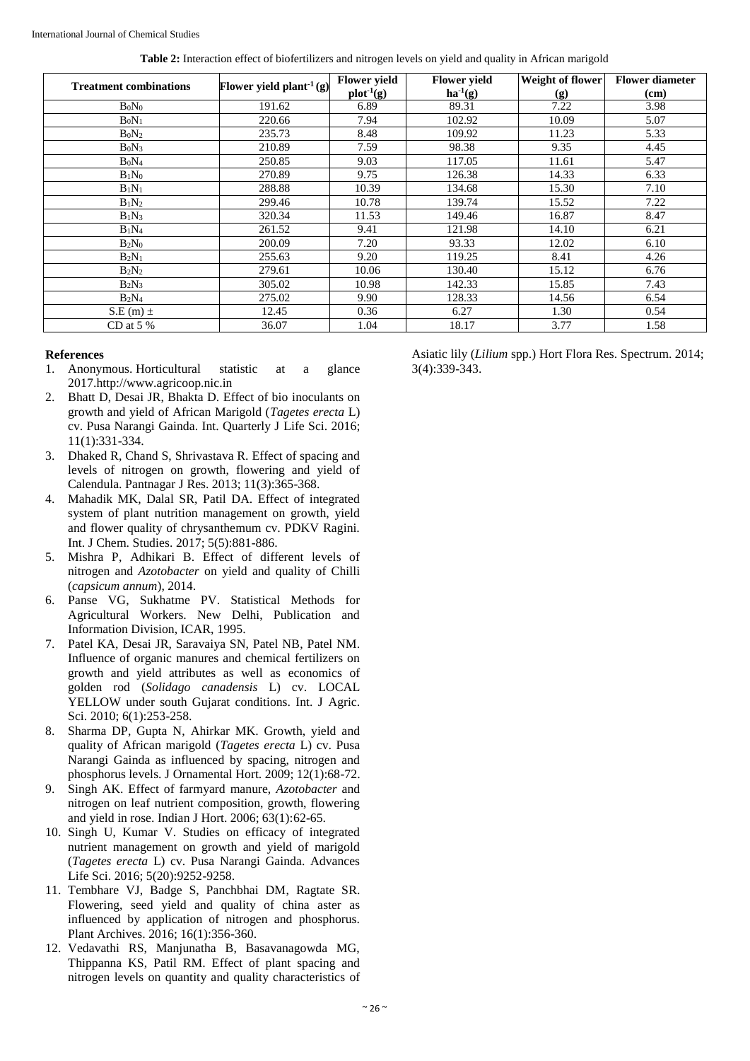**Table 2:** Interaction effect of biofertilizers and nitrogen levels on yield and quality in African marigold

| Treatment combinations | Flower yield plant$^{-1}$ (g) | Flower yield plot$^{-1}$(g) | Flower yield ha$^{-1}$(g) | Weight of flower (g) | Flower diameter (cm) |
|---|---|---|---|---|---|
| $B_0N_0$ | 191.62 | 6.89 | 89.31 | 7.22 | 3.98 |
| $B_0N_1$ | 220.66 | 7.94 | 102.92 | 10.09 | 5.07 |
| $B_0N_2$ | 235.73 | 8.48 | 109.92 | 11.23 | 5.33 |
| $B_0N_3$ | 210.89 | 7.59 | 98.38 | 9.35 | 4.45 |
| $B_0N_4$ | 250.85 | 9.03 | 117.05 | 11.61 | 5.47 |
| $B_1N_0$ | 270.89 | 9.75 | 126.38 | 14.33 | 6.33 |
| $B_1N_1$ | 288.88 | 10.39 | 134.68 | 15.30 | 7.10 |
| $B_1N_2$ | 299.46 | 10.78 | 139.74 | 15.52 | 7.22 |
| $B_1N_3$ | 320.34 | 11.53 | 149.46 | 16.87 | 8.47 |
| $B_1N_4$ | 261.52 | 9.41 | 121.98 | 14.10 | 6.21 |
| $B_2N_0$ | 200.09 | 7.20 | 93.33 | 12.02 | 6.10 |
| $B_2N_1$ | 255.63 | 9.20 | 119.25 | 8.41 | 4.26 |
| $B_2N_2$ | 279.61 | 10.06 | 130.40 | 15.12 | 6.76 |
| $B_2N_3$ | 305.02 | 10.98 | 142.33 | 15.85 | 7.43 |
| $B_2N_4$ | 275.02 | 9.90 | 128.33 | 14.56 | 6.54 |
| S.E (m) ± | 12.45 | 0.36 | 6.27 | 1.30 | 0.54 |
| CD at 5 % | 36.07 | 1.04 | 18.17 | 3.77 | 1.58 |

## References

1. Anonymous. Horticultural statistic at a glance 2017.http://www.agricoop.nic.in
2. Bhatt D, Desai JR, Bhakta D. Effect of bio inoculants on growth and yield of African Marigold (*Tagetes erecta* L) cv. Pusa Narangi Gainda. Int. Quarterly J Life Sci. 2016; 11(1):331-334.
3. Dhaked R, Chand S, Shrivastava R. Effect of spacing and levels of nitrogen on growth, flowering and yield of Calendula. Pantnagar J Res. 2013; 11(3):365-368.
4. Mahadik MK, Dalal SR, Patil DA. Effect of integrated system of plant nutrition management on growth, yield and flower quality of chrysanthemum cv. PDKV Ragini. Int. J Chem. Studies. 2017; 5(5):881-886.
5. Mishra P, Adhikari B. Effect of different levels of nitrogen and *Azotobacter* on yield and quality of Chilli (*capsicum annum*), 2014.
6. Panse VG, Sukhatme PV. Statistical Methods for Agricultural Workers. New Delhi, Publication and Information Division, ICAR, 1995.
7. Patel KA, Desai JR, Saravaiya SN, Patel NB, Patel NM. Influence of organic manures and chemical fertilizers on growth and yield attributes as well as economics of golden rod (*Solidago canadensis* L) cv. LOCAL YELLOW under south Gujarat conditions. Int. J Agric. Sci. 2010; 6(1):253-258.
8. Sharma DP, Gupta N, Ahirkar MK. Growth, yield and quality of African marigold (*Tagetes erecta* L) cv. Pusa Narangi Gainda as influenced by spacing, nitrogen and phosphorus levels. J Ornamental Hort. 2009; 12(1):68-72.
9. Singh AK. Effect of farmyard manure, *Azotobacter* and nitrogen on leaf nutrient composition, growth, flowering and yield in rose. Indian J Hort. 2006; 63(1):62-65.
10. Singh U, Kumar V. Studies on efficacy of integrated nutrient management on growth and yield of marigold (*Tagetes erecta* L) cv. Pusa Narangi Gainda. Advances Life Sci. 2016; 5(20):9252-9258.
11. Tembhare VJ, Badge S, Panchbhai DM, Ragtate SR. Flowering, seed yield and quality of china aster as influenced by application of nitrogen and phosphorus. Plant Archives. 2016; 16(1):356-360.
12. Vedavathi RS, Manjunatha B, Basavanagowda MG, Thippanna KS, Patil RM. Effect of plant spacing and nitrogen levels on quantity and quality characteristics of Asiatic lily (*Lilium* spp.) Hort Flora Res. Spectrum. 2014; 3(4):339-343.